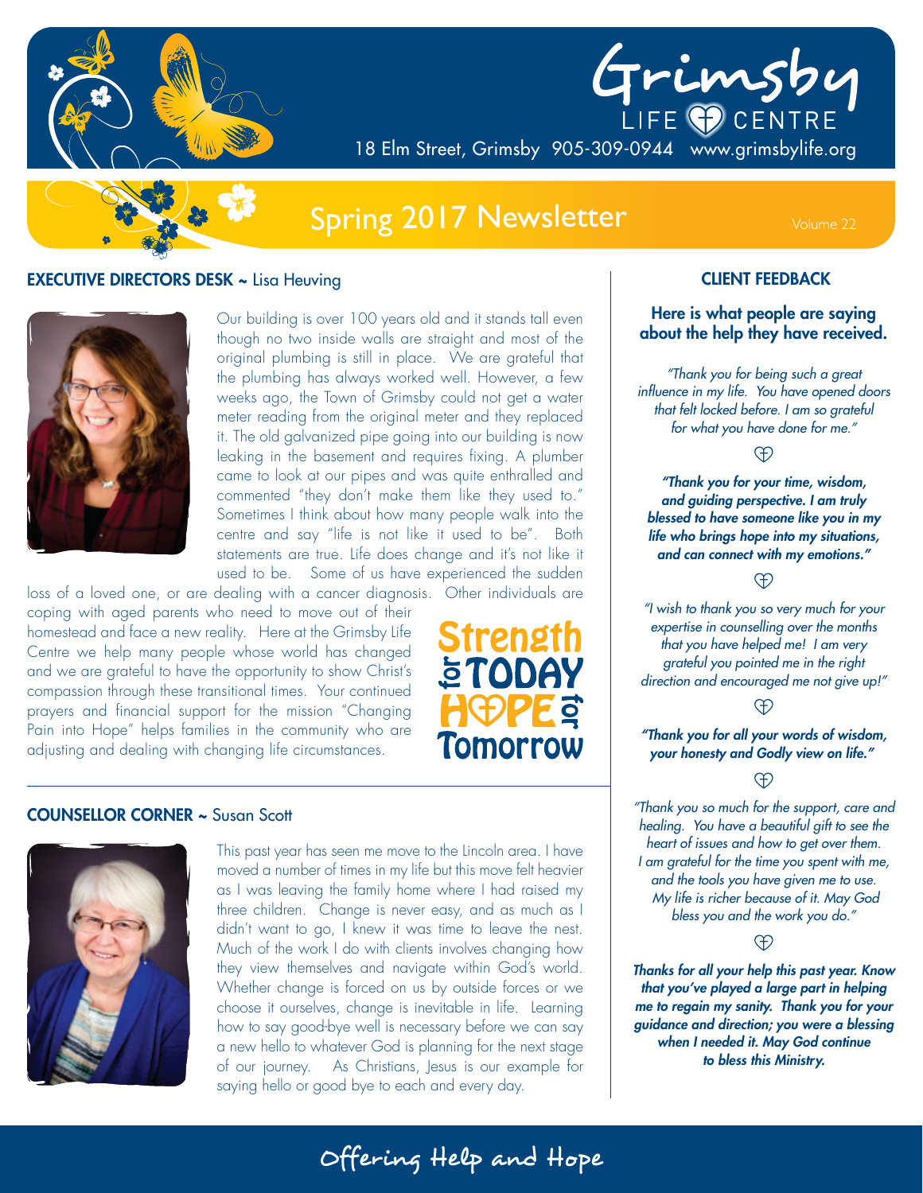# Grimsby LIFE CENTRE

18 Elm Street, Grimsby 905-309-0944 www.grimsbylife.org

## Spring 2017 Newsletter

Volume 22

### EXECUTIVE DIRECTORS DESK ~ Lisa Heuving

Our building is over 100 years old and it stands tall even though no two inside walls are straight and most of the original plumbing is still in place. We are grateful that the plumbing has always worked well. However, a few weeks ago, the Town of Grimsby could not get a water meter reading from the original meter and they replaced it. The old galvanized pipe going into our building is now leaking in the basement and requires fixing. A plumber came to look at our pipes and was quite enthralled and commented "they don't make them like they used to." Sometimes I think about how many people walk into the centre and say "life is not like it used to be". Both statements are true. Life does change and it's not like it used to be. Some of us have experienced the sudden loss of a loved one, or are dealing with a cancer diagnosis. Other individuals are coping with aged parents who need to move out of their homestead and face a new reality. Here at the Grimsby Life Centre we help many people whose world has changed and we are grateful to have the opportunity to show Christ's compassion through these transitional times. Your continued prayers and financial support for the mission "Changing Pain into Hope" helps families in the community who are adjusting and dealing with changing life circumstances.

Strength for TODAY HOPE for Tomorrow

### COUNSELLOR CORNER ~ Susan Scott

This past year has seen me move to the Lincoln area. I have moved a number of times in my life but this move felt heavier as I was leaving the family home where I had raised my three children. Change is never easy, and as much as I didn't want to go, I knew it was time to leave the nest. Much of the work I do with clients involves changing how they view themselves and navigate within God's world. Whether change is forced on us by outside forces or we choose it ourselves, change is inevitable in life. Learning how to say good-bye well is necessary before we can say a new hello to whatever God is planning for the next stage of our journey. As Christians, Jesus is our example for saying hello or good bye to each and every day.

### CLIENT FEEDBACK

**Here is what people are saying about the help they have received.**

*"Thank you for being such a great influence in my life. You have opened doors that felt locked before. I am so grateful for what you have done for me."*

***"Thank you for your time, wisdom, and guiding perspective. I am truly blessed to have someone like you in my life who brings hope into my situations, and can connect with my emotions."***

*"I wish to thank you so very much for your expertise in counselling over the months that you have helped me! I am very grateful you pointed me in the right direction and encouraged me not give up!"*

***"Thank you for all your words of wisdom, your honesty and Godly view on life."***

*"Thank you so much for the support, care and healing. You have a beautiful gift to see the heart of issues and how to get over them. I am grateful for the time you spent with me, and the tools you have given me to use. My life is richer because of it. May God bless you and the work you do."*

***Thanks for all your help this past year. Know that you've played a large part in helping me to regain my sanity. Thank you for your guidance and direction; you were a blessing when I needed it. May God continue to bless this Ministry.***

Offering Help and Hope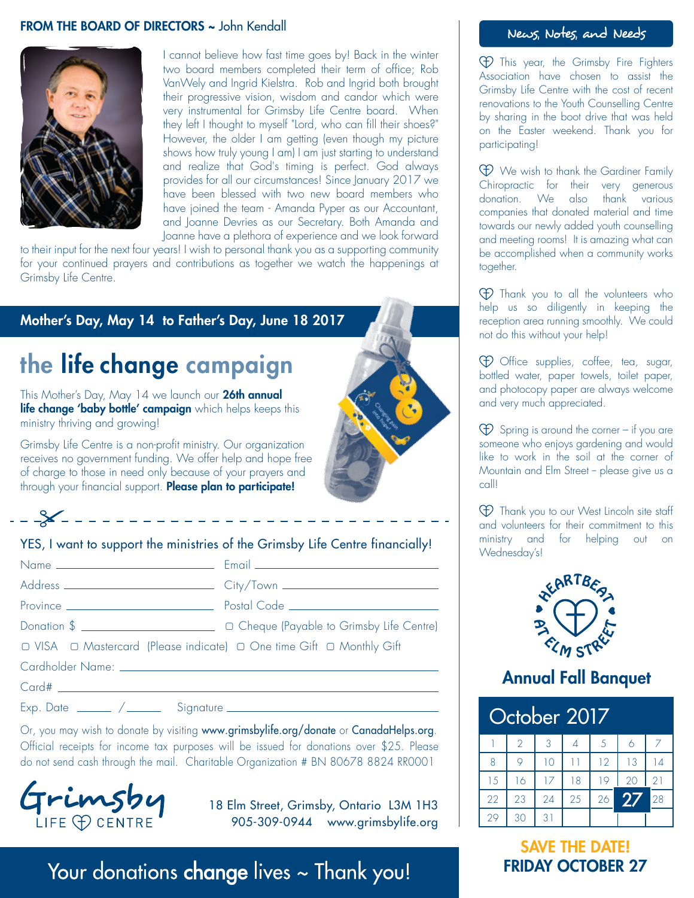## FROM THE BOARD OF DIRECTORS ~ John Kendall

I cannot believe how fast time goes by! Back in the winter two board members completed their term of office; Rob VanWely and Ingrid Kielstra. Rob and Ingrid both brought their progressive vision, wisdom and candor which were very instrumental for Grimsby Life Centre board. When they left I thought to myself "Lord, who can fill their shoes?" However, the older I am getting (even though my picture shows how truly young I am) I am just starting to understand and realize that God's timing is perfect. God always provides for all our circumstances! Since January 2017 we have been blessed with two new board members who have joined the team - Amanda Pyper as our Accountant, and Joanne Devries as our Secretary. Both Amanda and Joanne have a plethora of experience and we look forward to their input for the next four years! I wish to personal thank you as a supporting community for your continued prayers and contributions as together we watch the happenings at Grimsby Life Centre.

**Mother's Day, May 14 to Father's Day, June 18 2017**

# the life change campaign

This Mother's Day, May 14 we launch our **26th annual life change 'baby bottle' campaign** which helps keeps this ministry thriving and growing!

Grimsby Life Centre is a non-profit ministry. Our organization receives no government funding. We offer help and hope free of charge to those in need only because of your prayers and through your financial support. **Please plan to participate!**

YES, I want to support the ministries of the Grimsby Life Centre financially!

Name ______________________ Email ______________________

Address ______________________ City/Town ______________________

Province ______________________ Postal Code ______________________

Donation $ ______________________ ▢ Cheque (Payable to Grimsby Life Centre)

▢ VISA ▢ Mastercard (Please indicate) ▢ One time Gift ▢ Monthly Gift

Cardholder Name: ______________________

Card# ______________________

Exp. Date ______ / ______ Signature ______________________

Or, you may wish to donate by visiting www.grimsbylife.org/donate or CanadaHelps.org. Official receipts for income tax purposes will be issued for donations over $25. Please do not send cash through the mail. Charitable Organization # BN 80678 8824 RR0001

Grimsby LIFE CENTRE

18 Elm Street, Grimsby, Ontario L3M 1H3
905-309-0944 www.grimsbylife.org

Your donations change lives ~ Thank you!

## News, Notes, and Needs

- This year, the Grimsby Fire Fighters Association have chosen to assist the Grimsby Life Centre with the cost of recent renovations to the Youth Counselling Centre by sharing in the boot drive that was held on the Easter weekend. Thank you for participating!
- We wish to thank the Gardiner Family Chiropractic for their very generous donation. We also thank various companies that donated material and time towards our newly added youth counselling and meeting rooms! It is amazing what can be accomplished when a community works together.
- Thank you to all the volunteers who help us so diligently in keeping the reception area running smoothly. We could not do this without your help!
- Office supplies, coffee, tea, sugar, bottled water, paper towels, toilet paper, and photocopy paper are always welcome and very much appreciated.
- Spring is around the corner – if you are someone who enjoys gardening and would like to work in the soil at the corner of Mountain and Elm Street – please give us a call!
- Thank you to our West Lincoln site staff and volunteers for their commitment to this ministry and for helping out on Wednesday's!

HEARTBEAT AT ELM STREET

**Annual Fall Banquet**

October 2017

| | | | | | | |
|---|---|---|---|---|---|---|
| 1 | 2 | 3 | 4 | 5 | 6 | 7 |
| 8 | 9 | 10 | 11 | 12 | 13 | 14 |
| 15 | 16 | 17 | 18 | 19 | 20 | 21 |
| 22 | 23 | 24 | 25 | 26 | **27** | 28 |
| 29 | 30 | 31 | | | | |

**SAVE THE DATE!**
**FRIDAY OCTOBER 27**